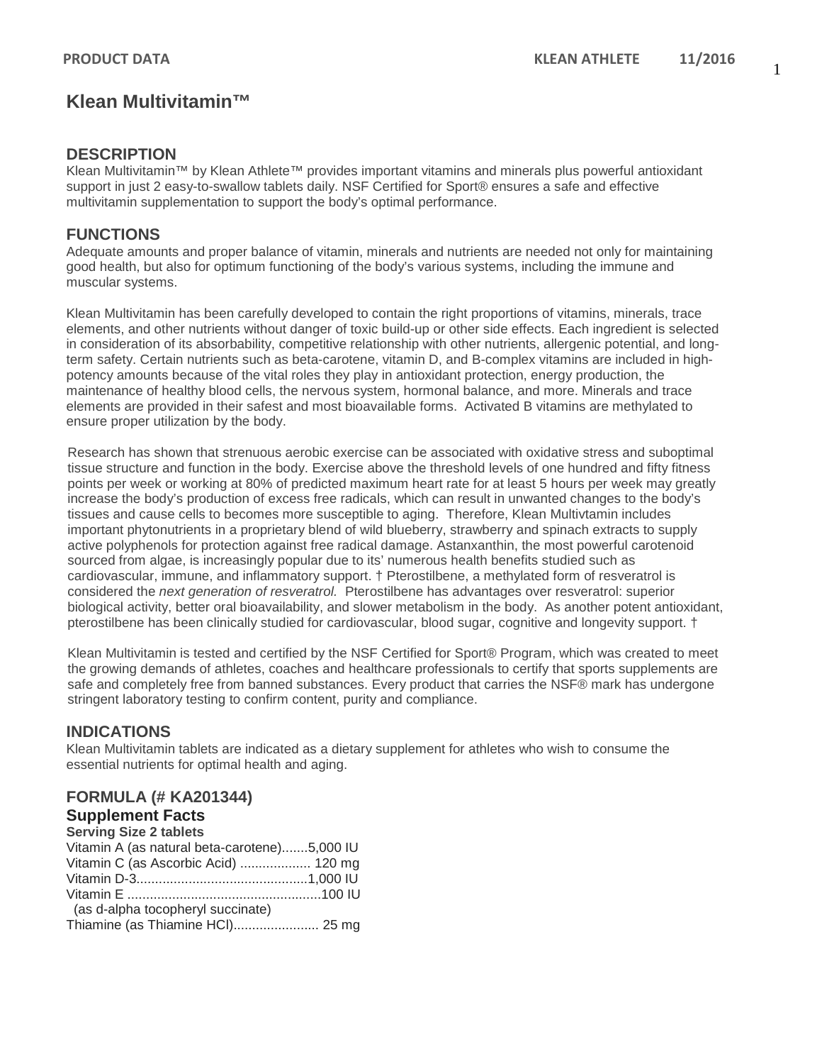# Klean Multivitamin™

## DESCRIPTION

Klean Multivitamin™ by Klean Athlete™ provides important vitamins and minerals plus powerful antioxidant support in just 2 easy-to-swallow tablets daily. NSF Certified for Sport® ensures a safe and effective multivitamin supplementation to support the body's optimal performance.

## FUNCTIONS

Adequate amounts and proper balance of vitamin, minerals and nutrients are needed not only for maintaining good health, but also for optimum functioning of the body's various systems, including the immune and muscular systems.

Klean Multivitamin has been carefully developed to contain the right proportions of vitamins, minerals, trace elements, and other nutrients without danger of toxic build-up or other side effects. Each ingredient is selected in consideration of its absorbability, competitive relationship with other nutrients, allergenic potential, and long-term safety. Certain nutrients such as beta-carotene, vitamin D, and B-complex vitamins are included in high-potency amounts because of the vital roles they play in antioxidant protection, energy production, the maintenance of healthy blood cells, the nervous system, hormonal balance, and more. Minerals and trace elements are provided in their safest and most bioavailable forms. Activated B vitamins are methylated to ensure proper utilization by the body.

Research has shown that strenuous aerobic exercise can be associated with oxidative stress and suboptimal tissue structure and function in the body. Exercise above the threshold levels of one hundred and fifty fitness points per week or working at 80% of predicted maximum heart rate for at least 5 hours per week may greatly increase the body's production of excess free radicals, which can result in unwanted changes to the body's tissues and cause cells to becomes more susceptible to aging. Therefore, Klean Multivtamin includes important phytonutrients in a proprietary blend of wild blueberry, strawberry and spinach extracts to supply active polyphenols for protection against free radical damage. Astanxanthin, the most powerful carotenoid sourced from algae, is increasingly popular due to its' numerous health benefits studied such as cardiovascular, immune, and inflammatory support. † Pterostilbene, a methylated form of resveratrol is considered the *next generation of resveratrol.* Pterostilbene has advantages over resveratrol: superior biological activity, better oral bioavailability, and slower metabolism in the body. As another potent antioxidant, pterostilbene has been clinically studied for cardiovascular, blood sugar, cognitive and longevity support. †

Klean Multivitamin is tested and certified by the NSF Certified for Sport® Program, which was created to meet the growing demands of athletes, coaches and healthcare professionals to certify that sports supplements are safe and completely free from banned substances. Every product that carries the NSF® mark has undergone stringent laboratory testing to confirm content, purity and compliance.

## INDICATIONS

Klean Multivitamin tablets are indicated as a dietary supplement for athletes who wish to consume the essential nutrients for optimal health and aging.

## FORMULA (# KA201344)

### Supplement Facts

**Serving Size 2 tablets**

Vitamin A (as natural beta-carotene).......5,000 IU
Vitamin C (as Ascorbic Acid) ................... 120 mg
Vitamin D-3..............................................1,000 IU
Vitamin E ...................................................100 IU
(as d-alpha tocopheryl succinate)
Thiamine (as Thiamine HCl)...................... 25 mg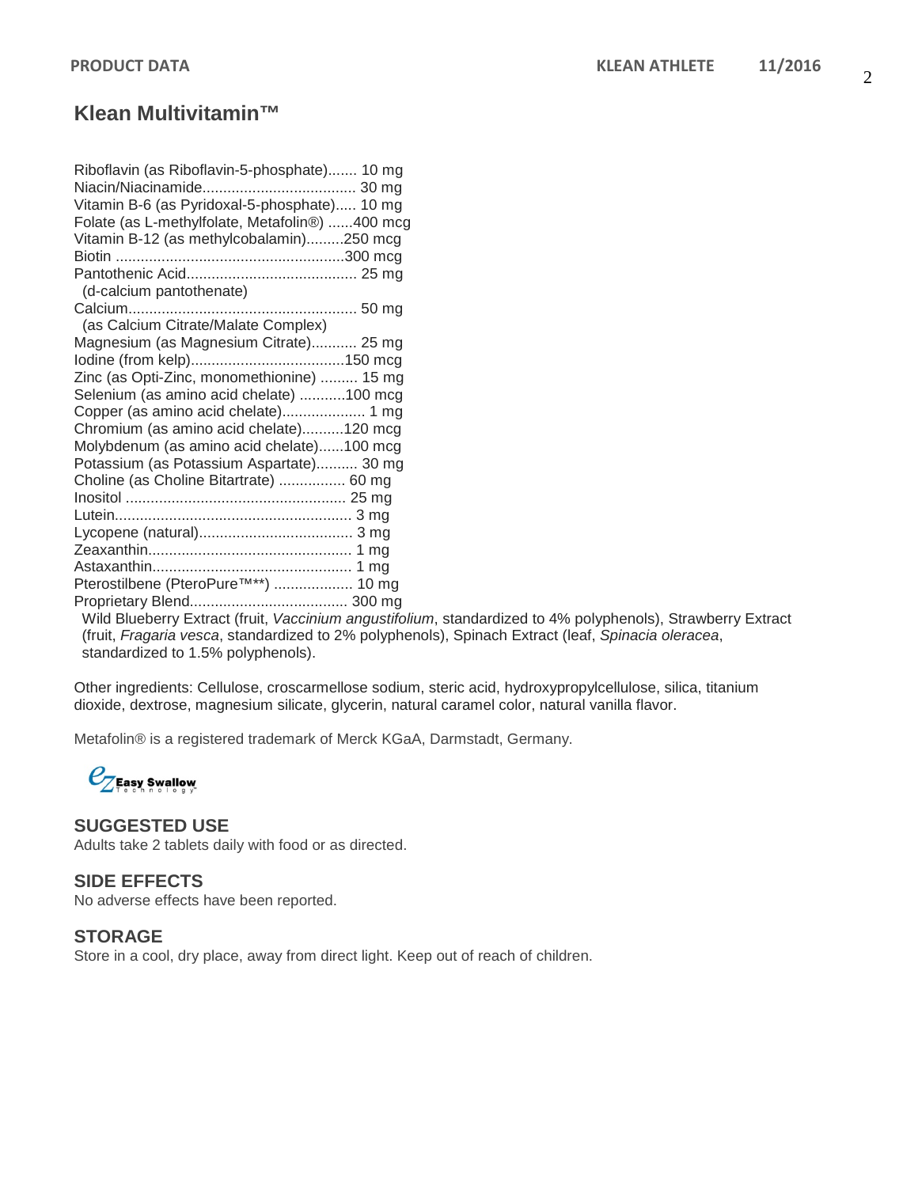## Klean Multivitamin™

Riboflavin (as Riboflavin-5-phosphate)....... 10 mg
Niacin/Niacinamide..................................... 30 mg
Vitamin B-6 (as Pyridoxal-5-phosphate)..... 10 mg
Folate (as L-methylfolate, Metafolin®) ......400 mcg
Vitamin B-12 (as methylcobalamin).........250 mcg
Biotin .......................................................300 mcg
Pantothenic Acid......................................... 25 mg
(d-calcium pantothenate)
Calcium....................................................... 50 mg
(as Calcium Citrate/Malate Complex)
Magnesium (as Magnesium Citrate)........... 25 mg
Iodine (from kelp).....................................150 mcg
Zinc (as Opti-Zinc, monomethionine) ......... 15 mg
Selenium (as amino acid chelate) ...........100 mcg
Copper (as amino acid chelate).................... 1 mg
Chromium (as amino acid chelate)..........120 mcg
Molybdenum (as amino acid chelate)......100 mcg
Potassium (as Potassium Aspartate).......... 30 mg
Choline (as Choline Bitartrate) ................ 60 mg
Inositol ..................................................... 25 mg
Lutein......................................................... 3 mg
Lycopene (natural)..................................... 3 mg
Zeaxanthin................................................. 1 mg
Astaxanthin................................................ 1 mg
Pterostilbene (PteroPure™**) ................... 10 mg
Proprietary Blend...................................... 300 mg
Wild Blueberry Extract (fruit, *Vaccinium angustifolium*, standardized to 4% polyphenols), Strawberry Extract (fruit, *Fragaria vesca*, standardized to 2% polyphenols), Spinach Extract (leaf, *Spinacia oleracea*, standardized to 1.5% polyphenols).

Other ingredients: Cellulose, croscarmellose sodium, steric acid, hydroxypropylcellulose, silica, titanium dioxide, dextrose, magnesium silicate, glycerin, natural caramel color, natural vanilla flavor.

Metafolin® is a registered trademark of Merck KGaA, Darmstadt, Germany.

EZ Easy Swallow Technology™

### SUGGESTED USE

Adults take 2 tablets daily with food or as directed.

### SIDE EFFECTS

No adverse effects have been reported.

### STORAGE

Store in a cool, dry place, away from direct light. Keep out of reach of children.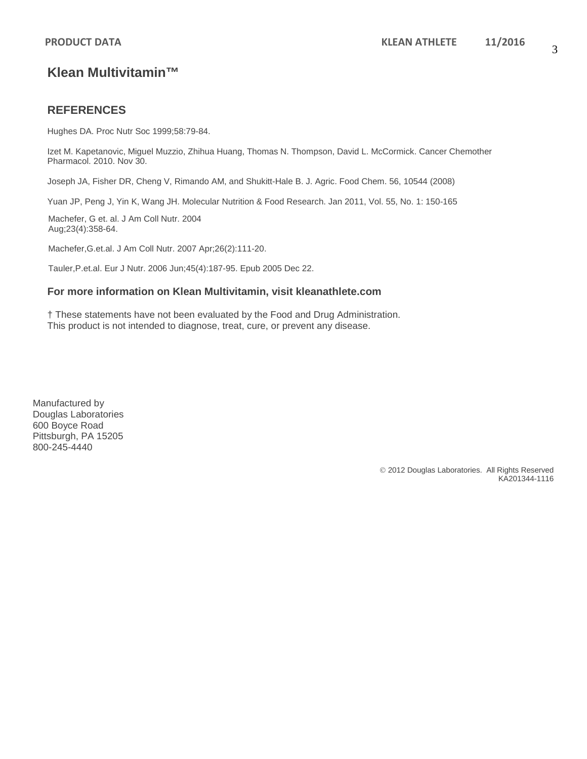# Klean Multivitamin™

## REFERENCES

Hughes DA. Proc Nutr Soc 1999;58:79-84.

Izet M. Kapetanovic, Miguel Muzzio, Zhihua Huang, Thomas N. Thompson, David L. McCormick. Cancer Chemother Pharmacol. 2010. Nov 30.

Joseph JA, Fisher DR, Cheng V, Rimando AM, and Shukitt-Hale B. J. Agric. Food Chem. 56, 10544 (2008)

Yuan JP, Peng J, Yin K, Wang JH. Molecular Nutrition & Food Research. Jan 2011, Vol. 55, No. 1: 150-165

Machefer, G et. al. J Am Coll Nutr. 2004 Aug;23(4):358-64.

Machefer,G.et.al. J Am Coll Nutr. 2007 Apr;26(2):111-20.

Tauler,P.et.al. Eur J Nutr. 2006 Jun;45(4):187-95. Epub 2005 Dec 22.

### For more information on Klean Multivitamin, visit kleanathlete.com

† These statements have not been evaluated by the Food and Drug Administration.
This product is not intended to diagnose, treat, cure, or prevent any disease.

Manufactured by
Douglas Laboratories
600 Boyce Road
Pittsburgh, PA 15205
800-245-4440

© 2012 Douglas Laboratories. All Rights Reserved
KA201344-1116